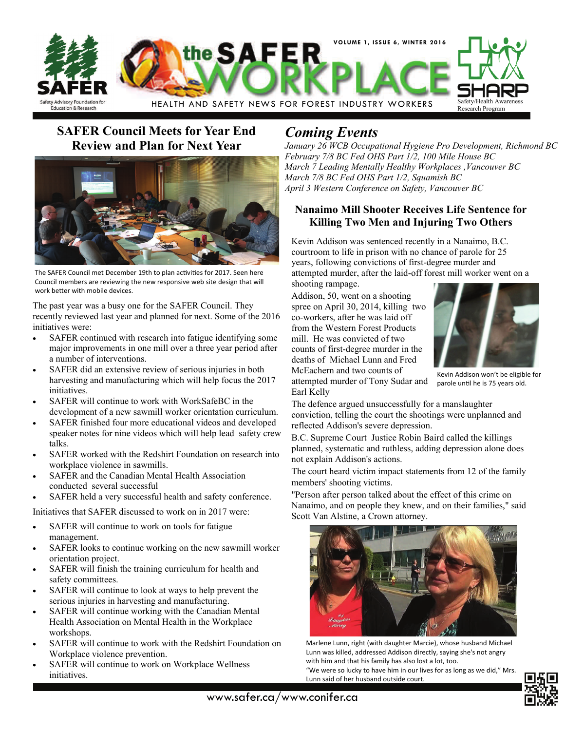# the SAFER WORKPLACE

HEALTH AND SAFETY NEWS FOR FOREST INDUSTRY WORKERS

## SAFER Council Meets for Year End Review and Plan for Next Year

The SAFER Council met December 19th to plan activities for 2017. Seen here Council members are reviewing the new responsive web site design that will work better with mobile devices.

The past year was a busy one for the SAFER Council. They recently reviewed last year and planned for next. Some of the 2016 initiatives were:

- SAFER continued with research into fatigue identifying some major improvements in one mill over a three year period after a number of interventions.
- SAFER did an extensive review of serious injuries in both harvesting and manufacturing which will help focus the 2017 initiatives.
- SAFER will continue to work with WorkSafeBC in the development of a new sawmill worker orientation curriculum.
- SAFER finished four more educational videos and developed speaker notes for nine videos which will help lead safety crew talks.
- SAFER worked with the Redshirt Foundation on research into workplace violence in sawmills.
- SAFER and the Canadian Mental Health Association conducted several successful
- SAFER held a very successful health and safety conference.

Initiatives that SAFER discussed to work on in 2017 were:

- SAFER will continue to work on tools for fatigue management.
- SAFER looks to continue working on the new sawmill worker orientation project.
- SAFER will finish the training curriculum for health and safety committees.
- SAFER will continue to look at ways to help prevent the serious injuries in harvesting and manufacturing.
- SAFER will continue working with the Canadian Mental Health Association on Mental Health in the Workplace workshops.
- SAFER will continue to work with the Redshirt Foundation on Workplace violence prevention.
- SAFER will continue to work on Workplace Wellness initiatives.

## *Coming Events*

*January 26 WCB Occupational Hygiene Pro Development, Richmond BC*
*February 7/8 BC Fed OHS Part 1/2, 100 Mile House BC*
*March 7 Leading Mentally Healthy Workplaces ,Vancouver BC*
*March 7/8 BC Fed OHS Part 1/2, Squamish BC*
*April 3 Western Conference on Safety, Vancouver BC*

## Nanaimo Mill Shooter Receives Life Sentence for Killing Two Men and Injuring Two Others

Kevin Addison was sentenced recently in a Nanaimo, B.C. courtroom to life in prison with no chance of parole for 25 years, following convictions of first-degree murder and attempted murder, after the laid-off forest mill worker went on a shooting rampage.

Addison, 50, went on a shooting spree on April 30, 2014, killing two co-workers, after he was laid off from the Western Forest Products mill. He was convicted of two counts of first-degree murder in the deaths of Michael Lunn and Fred McEachern and two counts of attempted murder of Tony Sudar and Earl Kelly

Kevin Addison won't be eligible for parole until he is 75 years old.

The defence argued unsuccessfully for a manslaughter conviction, telling the court the shootings were unplanned and reflected Addison's severe depression.

B.C. Supreme Court Justice Robin Baird called the killings planned, systematic and ruthless, adding depression alone does not explain Addison's actions.

The court heard victim impact statements from 12 of the family members' shooting victims.

"Person after person talked about the effect of this crime on Nanaimo, and on people they knew, and on their families," said Scott Van Alstine, a Crown attorney.

Marlene Lunn, right (with daughter Marcie), whose husband Michael Lunn was killed, addressed Addison directly, saying she's not angry with him and that his family has also lost a lot, too.
"We were so lucky to have him in our lives for as long as we did," Mrs. Lunn said of her husband outside court.

www.safer.ca/www.conifer.ca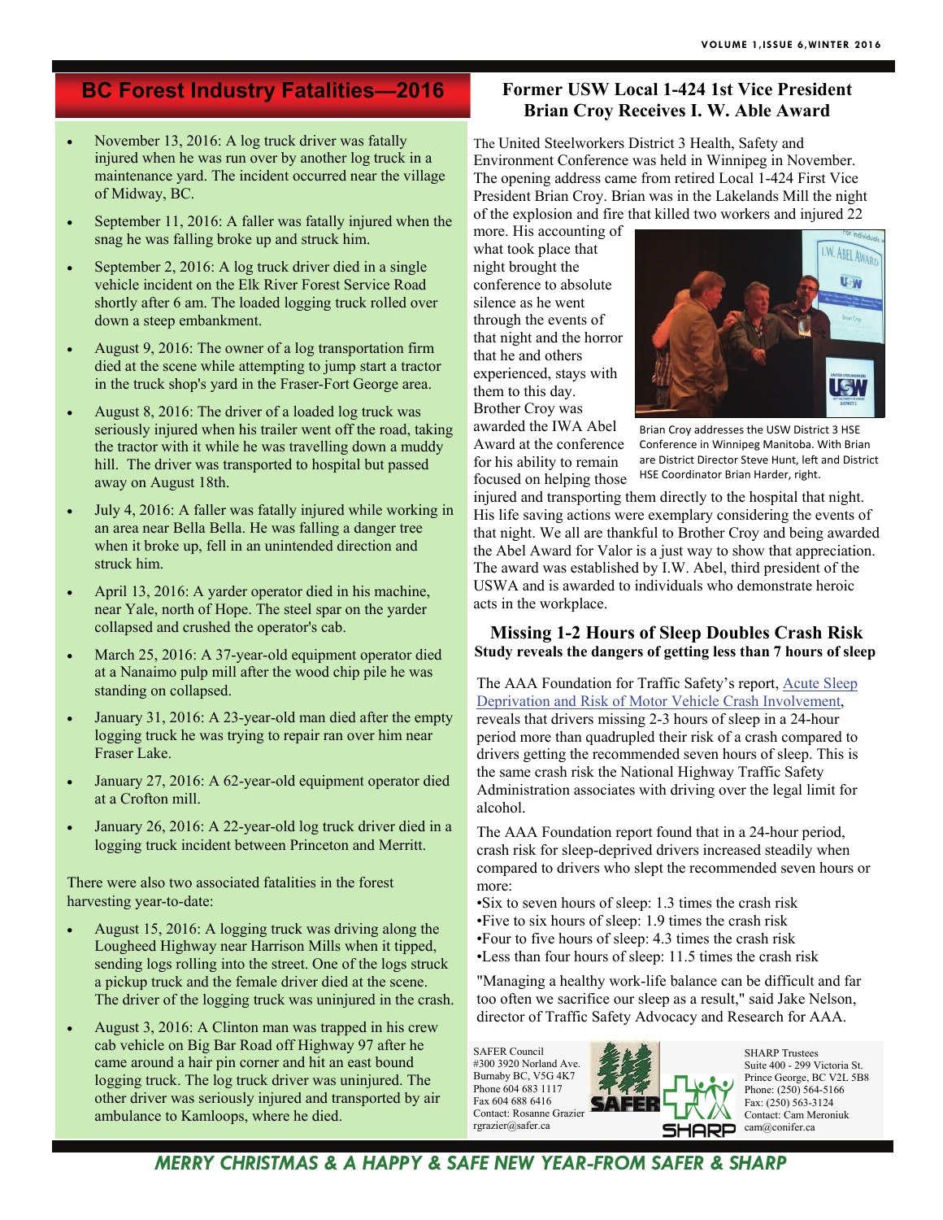## BC Forest Industry Fatalities—2016

- November 13, 2016: A log truck driver was fatally injured when he was run over by another log truck in a maintenance yard. The incident occurred near the village of Midway, BC.
- September 11, 2016: A faller was fatally injured when the snag he was falling broke up and struck him.
- September 2, 2016: A log truck driver died in a single vehicle incident on the Elk River Forest Service Road shortly after 6 am. The loaded logging truck rolled over down a steep embankment.
- August 9, 2016: The owner of a log transportation firm died at the scene while attempting to jump start a tractor in the truck shop's yard in the Fraser-Fort George area.
- August 8, 2016: The driver of a loaded log truck was seriously injured when his trailer went off the road, taking the tractor with it while he was travelling down a muddy hill. The driver was transported to hospital but passed away on August 18th.
- July 4, 2016: A faller was fatally injured while working in an area near Bella Bella. He was falling a danger tree when it broke up, fell in an unintended direction and struck him.
- April 13, 2016: A yarder operator died in his machine, near Yale, north of Hope. The steel spar on the yarder collapsed and crushed the operator's cab.
- March 25, 2016: A 37-year-old equipment operator died at a Nanaimo pulp mill after the wood chip pile he was standing on collapsed.
- January 31, 2016: A 23-year-old man died after the empty logging truck he was trying to repair ran over him near Fraser Lake.
- January 27, 2016: A 62-year-old equipment operator died at a Crofton mill.
- January 26, 2016: A 22-year-old log truck driver died in a logging truck incident between Princeton and Merritt.

There were also two associated fatalities in the forest harvesting year-to-date:

- August 15, 2016: A logging truck was driving along the Lougheed Highway near Harrison Mills when it tipped, sending logs rolling into the street. One of the logs struck a pickup truck and the female driver died at the scene. The driver of the logging truck was uninjured in the crash.
- August 3, 2016: A Clinton man was trapped in his crew cab vehicle on Big Bar Road off Highway 97 after he came around a hair pin corner and hit an east bound logging truck. The log truck driver was uninjured. The other driver was seriously injured and transported by air ambulance to Kamloops, where he died.

## Former USW Local 1-424 1st Vice President Brian Croy Receives I. W. Able Award

The United Steelworkers District 3 Health, Safety and Environment Conference was held in Winnipeg in November. The opening address came from retired Local 1-424 First Vice President Brian Croy. Brian was in the Lakelands Mill the night of the explosion and fire that killed two workers and injured 22 more. His accounting of what took place that night brought the conference to absolute silence as he went through the events of that night and the horror that he and others experienced, stays with them to this day. Brother Croy was awarded the IWA Abel Award at the conference for his ability to remain focused on helping those injured and transporting them directly to the hospital that night. His life saving actions were exemplary considering the events of that night. We all are thankful to Brother Croy and being awarded the Abel Award for Valor is a just way to show that appreciation. The award was established by I.W. Abel, third president of the USWA and is awarded to individuals who demonstrate heroic acts in the workplace.

Brian Croy addresses the USW District 3 HSE Conference in Winnipeg Manitoba. With Brian are District Director Steve Hunt, left and District HSE Coordinator Brian Harder, right.

## Missing 1-2 Hours of Sleep Doubles Crash Risk

**Study reveals the dangers of getting less than 7 hours of sleep**

The AAA Foundation for Traffic Safety's report, Acute Sleep Deprivation and Risk of Motor Vehicle Crash Involvement, reveals that drivers missing 2-3 hours of sleep in a 24-hour period more than quadrupled their risk of a crash compared to drivers getting the recommended seven hours of sleep. This is the same crash risk the National Highway Traffic Safety Administration associates with driving over the legal limit for alcohol.

The AAA Foundation report found that in a 24-hour period, crash risk for sleep-deprived drivers increased steadily when compared to drivers who slept the recommended seven hours or more:

- Six to seven hours of sleep: 1.3 times the crash risk
- Five to six hours of sleep: 1.9 times the crash risk
- Four to five hours of sleep: 4.3 times the crash risk
- Less than four hours of sleep: 11.5 times the crash risk

"Managing a healthy work-life balance can be difficult and far too often we sacrifice our sleep as a result," said Jake Nelson, director of Traffic Safety Advocacy and Research for AAA.

SAFER Council
#300 3920 Norland Ave.
Burnaby BC, V5G 4K7
Phone 604 683 1117
Fax 604 688 6416
Contact: Rosanne Grazier
rgrazier@safer.ca

SHARP Trustees
Suite 400 - 299 Victoria St.
Prince George, BC V2L 5B8
Phone: (250) 564-5166
Fax: (250) 563-3124
Contact: Cam Meroniuk
cam@conifer.ca

*MERRY CHRISTMAS & A HAPPY & SAFE NEW YEAR-FROM SAFER & SHARP*